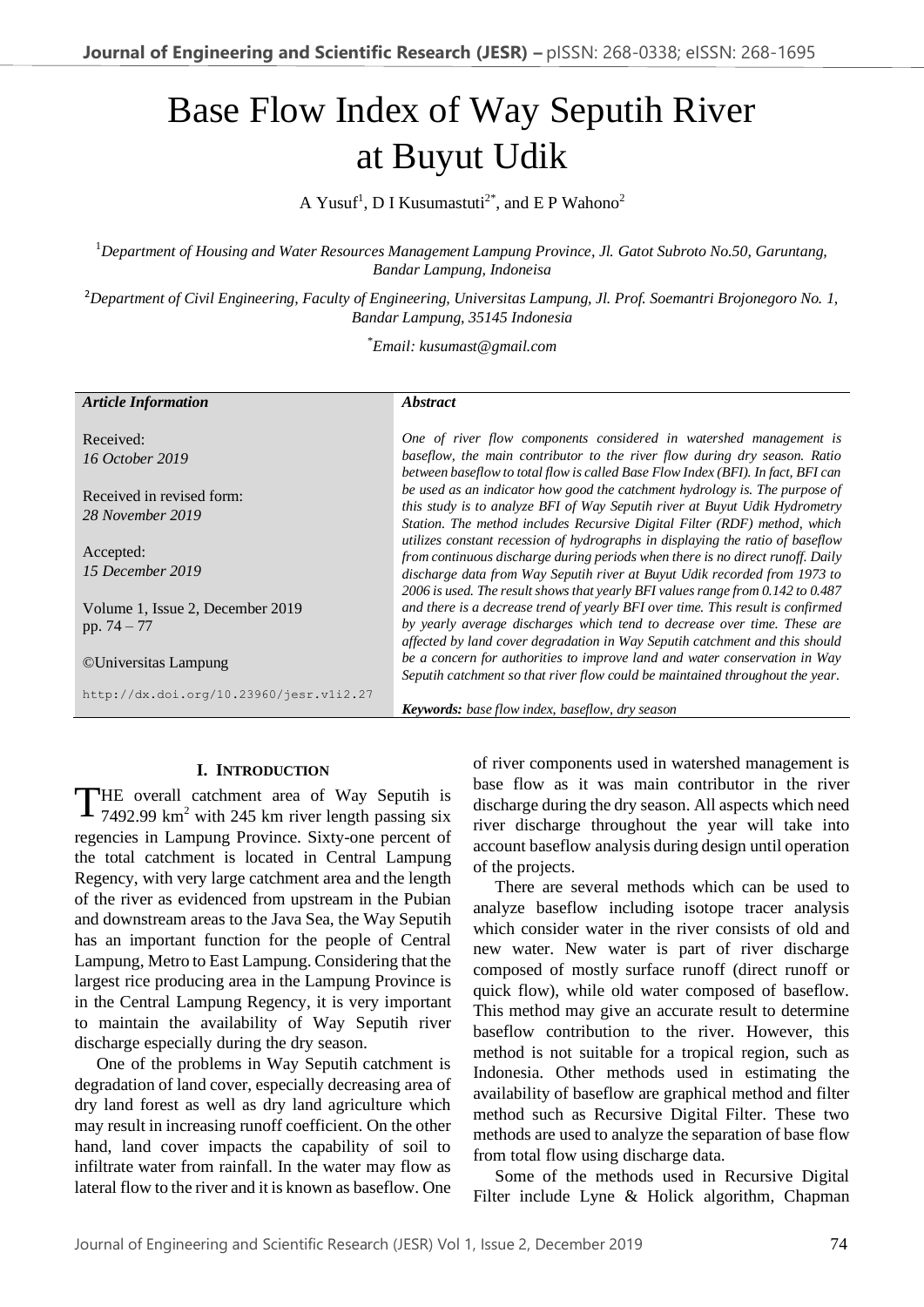# Base Flow Index of Way Seputih River at Buyut Udik

A Yusuf[1], D I Kusumastuti[2*], and E P Wahono[2]

[1]*Department of Housing and Water Resources Management Lampung Province, Jl. Gatot Subroto No.50, Garuntang, Bandar Lampung, Indoneisa*

[2]*Department of Civil Engineering, Faculty of Engineering, Universitas Lampung, Jl. Prof. Soemantri Brojonegoro No. 1, Bandar Lampung, 35145 Indonesia*

[*]*Email: kusumast@gmail.com*

| *Article Information* | *Abstract* |
|---|---|
| Received: *16 October 2019*<br><br>Received in revised form: *28 November 2019*<br><br>Accepted: *15 December 2019*<br><br>Volume 1, Issue 2, December 2019 pp. 74 – 77<br><br>©Universitas Lampung<br><br>http://dx.doi.org/10.23960/jesr.v1i2.27 | *One of river flow components considered in watershed management is baseflow, the main contributor to the river flow during dry season. Ratio between baseflow to total flow is called Base Flow Index (BFI). In fact, BFI can be used as an indicator how good the catchment hydrology is. The purpose of this study is to analyze BFI of Way Seputih river at Buyut Udik Hydrometry Station. The method includes Recursive Digital Filter (RDF) method, which utilizes constant recession of hydrographs in displaying the ratio of baseflow from continuous discharge during periods when there is no direct runoff. Daily discharge data from Way Seputih river at Buyut Udik recorded from 1973 to 2006 is used. The result shows that yearly BFI values range from 0.142 to 0.487 and there is a decrease trend of yearly BFI over time. This result is confirmed by yearly average discharges which tend to decrease over time. These are affected by land cover degradation in Way Seputih catchment and this should be a concern for authorities to improve land and water conservation in Way Seputih catchment so that river flow could be maintained throughout the year.*<br><br>***Keywords:*** *base flow index, baseflow, dry season* |

## I. Introduction

THE overall catchment area of Way Seputih is 7492.99 km$^2$ with 245 km river length passing six regencies in Lampung Province. Sixty-one percent of the total catchment is located in Central Lampung Regency, with very large catchment area and the length of the river as evidenced from upstream in the Pubian and downstream areas to the Java Sea, the Way Seputih has an important function for the people of Central Lampung, Metro to East Lampung. Considering that the largest rice producing area in the Lampung Province is in the Central Lampung Regency, it is very important to maintain the availability of Way Seputih river discharge especially during the dry season.

One of the problems in Way Seputih catchment is degradation of land cover, especially decreasing area of dry land forest as well as dry land agriculture which may result in increasing runoff coefficient. On the other hand, land cover impacts the capability of soil to infiltrate water from rainfall. In the water may flow as lateral flow to the river and it is known as baseflow. One of river components used in watershed management is base flow as it was main contributor in the river discharge during the dry season. All aspects which need river discharge throughout the year will take into account baseflow analysis during design until operation of the projects.

There are several methods which can be used to analyze baseflow including isotope tracer analysis which consider water in the river consists of old and new water. New water is part of river discharge composed of mostly surface runoff (direct runoff or quick flow), while old water composed of baseflow. This method may give an accurate result to determine baseflow contribution to the river. However, this method is not suitable for a tropical region, such as Indonesia. Other methods used in estimating the availability of baseflow are graphical method and filter method such as Recursive Digital Filter. These two methods are used to analyze the separation of base flow from total flow using discharge data.

Some of the methods used in Recursive Digital Filter include Lyne & Holick algorithm, Chapman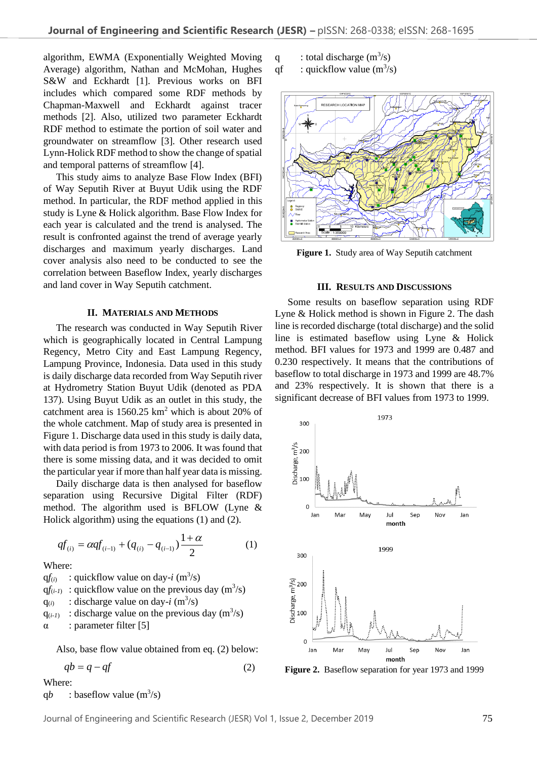algorithm, EWMA (Exponentially Weighted Moving Average) algorithm, Nathan and McMohan, Hughes S&W and Eckhardt [1]. Previous works on BFI includes which compared some RDF methods by Chapman-Maxwell and Eckhardt against tracer methods [2]. Also, utilized two parameter Eckhardt RDF method to estimate the portion of soil water and groundwater on streamflow [3]. Other research used Lynn-Holick RDF method to show the change of spatial and temporal patterns of streamflow [4].

This study aims to analyze Base Flow Index (BFI) of Way Seputih River at Buyut Udik using the RDF method. In particular, the RDF method applied in this study is Lyne & Holick algorithm. Base Flow Index for each year is calculated and the trend is analysed. The result is confronted against the trend of average yearly discharges and maximum yearly discharges. Land cover analysis also need to be conducted to see the correlation between Baseflow Index, yearly discharges and land cover in Way Seputih catchment.

## II. Materials and Methods

The research was conducted in Way Seputih River which is geographically located in Central Lampung Regency, Metro City and East Lampung Regency, Lampung Province, Indonesia. Data used in this study is daily discharge data recorded from Way Seputih river at Hydrometry Station Buyut Udik (denoted as PDA 137). Using Buyut Udik as an outlet in this study, the catchment area is 1560.25 km$^2$ which is about 20% of the whole catchment. Map of study area is presented in Figure 1. Discharge data used in this study is daily data, with data period is from 1973 to 2006. It was found that there is some missing data, and it was decided to omit the particular year if more than half year data is missing.

Daily discharge data is then analysed for baseflow separation using Recursive Digital Filter (RDF) method. The algorithm used is BFLOW (Lyne & Holick algorithm) using the equations (1) and (2).

$$qf_{(i)} = \alpha qf_{(i-1)} + (q_{(i)} - q_{(i-1)})\frac{1+\alpha}{2} \quad (1)$$

Where:

$qf_{(i)}$ : quickflow value on day-*i* (m$^3$/s)
$qf_{(i-1)}$ : quickflow value on the previous day (m$^3$/s)
$q_{(i)}$ : discharge value on day-*i* (m$^3$/s)
$q_{(i-1)}$ : discharge value on the previous day (m$^3$/s)
$\alpha$ : parameter filter [5]

Also, base flow value obtained from eq. (2) below:

$$qb = q - qf \quad (2)$$

Where:

$qb$ : baseflow value (m$^3$/s)
$q$ : total discharge (m$^3$/s)
$qf$ : quickflow value (m$^3$/s)

**Figure 1.** Study area of Way Seputih catchment

## III. Results and Discussions

Some results on baseflow separation using RDF Lyne & Holick method is shown in Figure 2. The dash line is recorded discharge (total discharge) and the solid line is estimated baseflow using Lyne & Holick method. BFI values for 1973 and 1999 are 0.487 and 0.230 respectively. It means that the contributions of baseflow to total discharge in 1973 and 1999 are 48.7% and 23% respectively. It is shown that there is a significant decrease of BFI values from 1973 to 1999.

**Figure 2.** Baseflow separation for year 1973 and 1999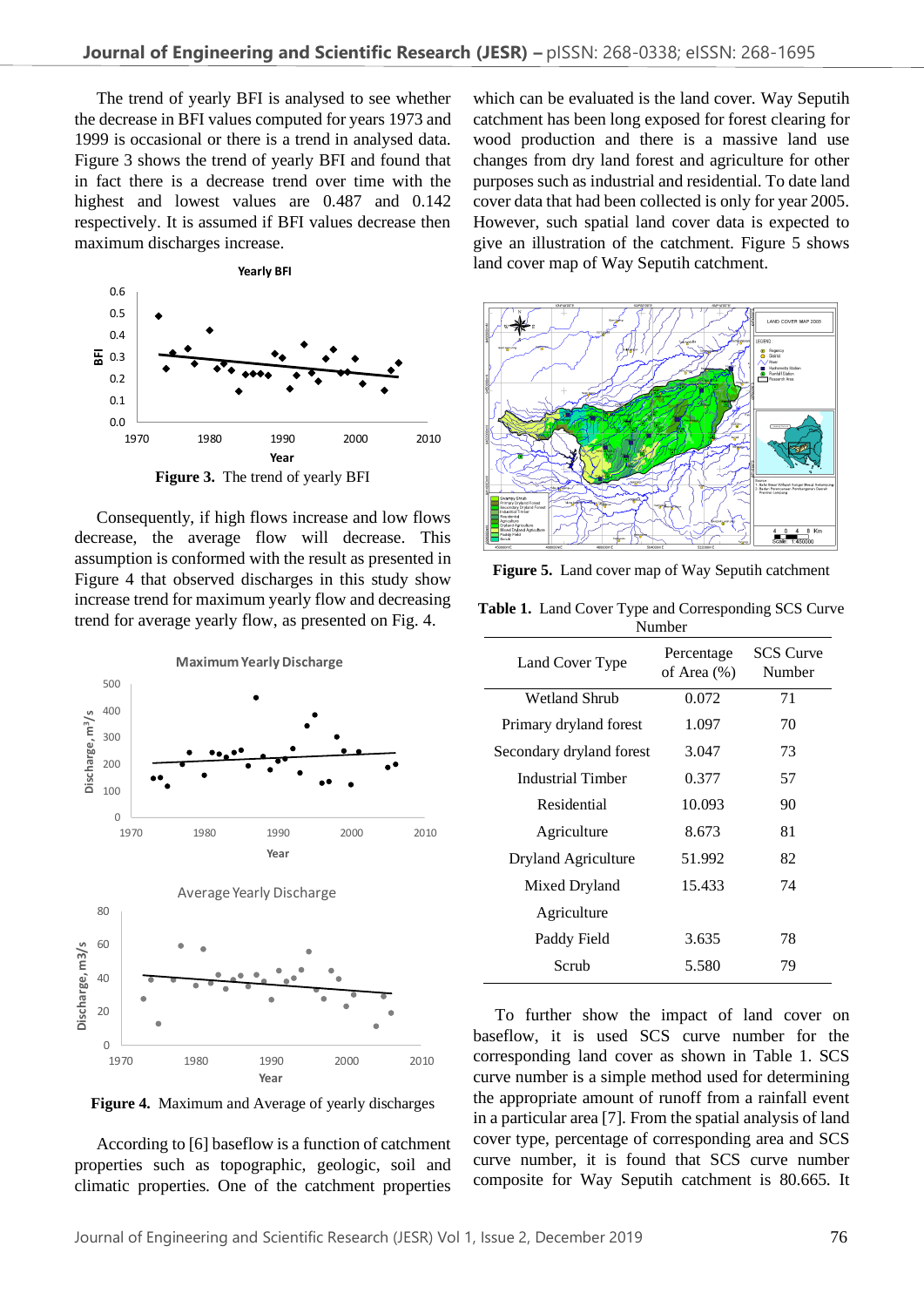The trend of yearly BFI is analysed to see whether the decrease in BFI values computed for years 1973 and 1999 is occasional or there is a trend in analysed data. Figure 3 shows the trend of yearly BFI and found that in fact there is a decrease trend over time with the highest and lowest values are 0.487 and 0.142 respectively. It is assumed if BFI values decrease then maximum discharges increase.

**Figure 3.** The trend of yearly BFI

Consequently, if high flows increase and low flows decrease, the average flow will decrease. This assumption is conformed with the result as presented in Figure 4 that observed discharges in this study show increase trend for maximum yearly flow and decreasing trend for average yearly flow, as presented on Fig. 4.

**Figure 4.** Maximum and Average of yearly discharges

According to [6] baseflow is a function of catchment properties such as topographic, geologic, soil and climatic properties. One of the catchment properties which can be evaluated is the land cover. Way Seputih catchment has been long exposed for forest clearing for wood production and there is a massive land use changes from dry land forest and agriculture for other purposes such as industrial and residential. To date land cover data that had been collected is only for year 2005. However, such spatial land cover data is expected to give an illustration of the catchment. Figure 5 shows land cover map of Way Seputih catchment.

**Figure 5.** Land cover map of Way Seputih catchment

**Table 1.** Land Cover Type and Corresponding SCS Curve Number

| Land Cover Type | Percentage of Area (%) | SCS Curve Number |
|---|---|---|
| Wetland Shrub | 0.072 | 71 |
| Primary dryland forest | 1.097 | 70 |
| Secondary dryland forest | 3.047 | 73 |
| Industrial Timber | 0.377 | 57 |
| Residential | 10.093 | 90 |
| Agriculture | 8.673 | 81 |
| Dryland Agriculture | 51.992 | 82 |
| Mixed Dryland Agriculture | 15.433 | 74 |
| Paddy Field | 3.635 | 78 |
| Scrub | 5.580 | 79 |

To further show the impact of land cover on baseflow, it is used SCS curve number for the corresponding land cover as shown in Table 1. SCS curve number is a simple method used for determining the appropriate amount of runoff from a rainfall event in a particular area [7]. From the spatial analysis of land cover type, percentage of corresponding area and SCS curve number, it is found that SCS curve number composite for Way Seputih catchment is 80.665. It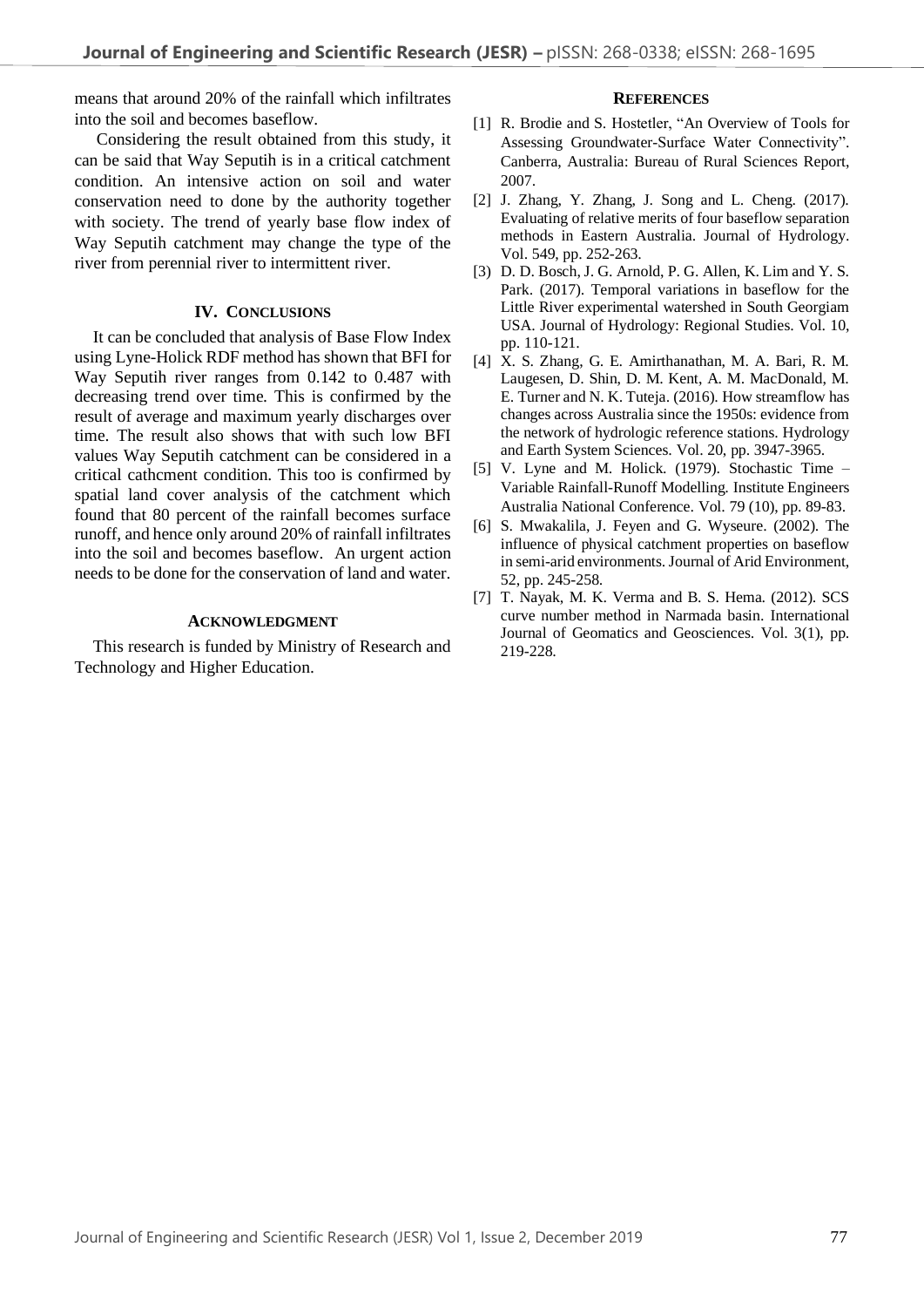means that around 20% of the rainfall which infiltrates into the soil and becomes baseflow.

Considering the result obtained from this study, it can be said that Way Seputih is in a critical catchment condition. An intensive action on soil and water conservation need to done by the authority together with society. The trend of yearly base flow index of Way Seputih catchment may change the type of the river from perennial river to intermittent river.

## IV. Conclusions

It can be concluded that analysis of Base Flow Index using Lyne-Holick RDF method has shown that BFI for Way Seputih river ranges from 0.142 to 0.487 with decreasing trend over time. This is confirmed by the result of average and maximum yearly discharges over time. The result also shows that with such low BFI values Way Seputih catchment can be considered in a critical cathcment condition. This too is confirmed by spatial land cover analysis of the catchment which found that 80 percent of the rainfall becomes surface runoff, and hence only around 20% of rainfall infiltrates into the soil and becomes baseflow. An urgent action needs to be done for the conservation of land and water.

## Acknowledgment

This research is funded by Ministry of Research and Technology and Higher Education.

## References

[1] R. Brodie and S. Hostetler, "An Overview of Tools for Assessing Groundwater-Surface Water Connectivity". Canberra, Australia: Bureau of Rural Sciences Report, 2007.

[2] J. Zhang, Y. Zhang, J. Song and L. Cheng. (2017). Evaluating of relative merits of four baseflow separation methods in Eastern Australia. Journal of Hydrology. Vol. 549, pp. 252-263.

[3] D. D. Bosch, J. G. Arnold, P. G. Allen, K. Lim and Y. S. Park. (2017). Temporal variations in baseflow for the Little River experimental watershed in South Georgiam USA. Journal of Hydrology: Regional Studies. Vol. 10, pp. 110-121.

[4] X. S. Zhang, G. E. Amirthanathan, M. A. Bari, R. M. Laugesen, D. Shin, D. M. Kent, A. M. MacDonald, M. E. Turner and N. K. Tuteja. (2016). How streamflow has changes across Australia since the 1950s: evidence from the network of hydrologic reference stations. Hydrology and Earth System Sciences. Vol. 20, pp. 3947-3965.

[5] V. Lyne and M. Holick. (1979). Stochastic Time – Variable Rainfall-Runoff Modelling. Institute Engineers Australia National Conference. Vol. 79 (10), pp. 89-83.

[6] S. Mwakalila, J. Feyen and G. Wyseure. (2002). The influence of physical catchment properties on baseflow in semi-arid environments. Journal of Arid Environment, 52, pp. 245-258.

[7] T. Nayak, M. K. Verma and B. S. Hema. (2012). SCS curve number method in Narmada basin. International Journal of Geomatics and Geosciences. Vol. 3(1), pp. 219-228.